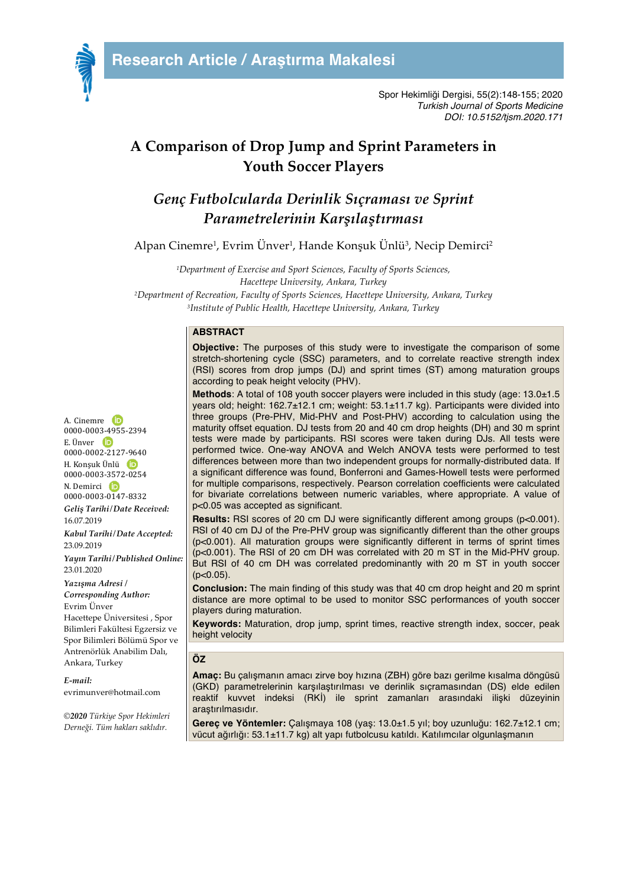Research Article / Araştırma Makalesi

Spor Hekimliği Dergisi, 55(2):148-155; 2020
*Turkish Journal of Sports Medicine*
*DOI: 10.5152/tjsm.2020.171*

# A Comparison of Drop Jump and Sprint Parameters in Youth Soccer Players

## *Genç Futbolcularda Derinlik Sıçraması ve Sprint Parametrelerinin Karşılaştırması*

Alpan Cinemre[1], Evrim Ünver[1], Hande Konşuk Ünlü[3], Necip Demirci[2]

*[1]Department of Exercise and Sport Sciences, Faculty of Sports Sciences, Hacettepe University, Ankara, Turkey*
*[2]Department of Recreation, Faculty of Sports Sciences, Hacettepe University, Ankara, Turkey*
*[3]Institute of Public Health, Hacettepe University, Ankara, Turkey*

A. Cinemre
0000-0003-4955-2394
E. Ünver
0000-0002-2127-9640
H. Konşuk Ünlü
0000-0003-3572-0254
N. Demirci
0000-0003-0147-8332

***Geliş Tarihi/Date Received:***
16.07.2019

***Kabul Tarihi/Date Accepted:***
23.09.2019

***Yayın Tarihi/Published Online:***
23.01.2020

***Yazışma Adresi / Corresponding Author:***
Evrim Ünver
Hacettepe Üniversitesi , Spor Bilimleri Fakültesi Egzersiz ve Spor Bilimleri Bölümü Spor ve Antrenörlük Anabilim Dalı, Ankara, Turkey

***E-mail:***
evrimunver@hotmail.com

*©2020 Türkiye Spor Hekimleri Derneği. Tüm hakları saklıdır.*

## ABSTRACT

**Objective:** The purposes of this study were to investigate the comparison of some stretch-shortening cycle (SSC) parameters, and to correlate reactive strength index (RSI) scores from drop jumps (DJ) and sprint times (ST) among maturation groups according to peak height velocity (PHV).

**Methods**: A total of 108 youth soccer players were included in this study (age: 13.0±1.5 years old; height: 162.7±12.1 cm; weight: 53.1±11.7 kg). Participants were divided into three groups (Pre-PHV, Mid-PHV and Post-PHV) according to calculation using the maturity offset equation. DJ tests from 20 and 40 cm drop heights (DH) and 30 m sprint tests were made by participants. RSI scores were taken during DJs. All tests were performed twice. One-way ANOVA and Welch ANOVA tests were performed to test differences between more than two independent groups for normally-distributed data. If a significant difference was found, Bonferroni and Games-Howell tests were performed for multiple comparisons, respectively. Pearson correlation coefficients were calculated for bivariate correlations between numeric variables, where appropriate. A value of $p<0.05$ was accepted as significant.

**Results:** RSI scores of 20 cm DJ were significantly different among groups ($p<0.001$). RSI of 40 cm DJ of the Pre-PHV group was significantly different than the other groups ($p<0.001$). All maturation groups were significantly different in terms of sprint times ($p<0.001$). The RSI of 20 cm DH was correlated with 20 m ST in the Mid-PHV group. But RSI of 40 cm DH was correlated predominantly with 20 m ST in youth soccer ($p<0.05$).

**Conclusion:** The main finding of this study was that 40 cm drop height and 20 m sprint distance are more optimal to be used to monitor SSC performances of youth soccer players during maturation.

**Keywords:** Maturation, drop jump, sprint times, reactive strength index, soccer, peak height velocity

## ÖZ

**Amaç:** Bu çalışmanın amacı zirve boy hızına (ZBH) göre bazı gerilme kısalma döngüsü (GKD) parametrelerinin karşılaştırılması ve derinlik sıçramasından (DS) elde edilen reaktif kuvvet indeksi (RKİ) ile sprint zamanları arasındaki ilişki düzeyinin araştırılmasıdır.

**Gereç ve Yöntemler:** Çalışmaya 108 (yaş: 13.0±1.5 yıl; boy uzunluğu: 162.7±12.1 cm; vücut ağırlığı: 53.1±11.7 kg) alt yapı futbolcusu katıldı. Katılımcılar olgunlaşmanın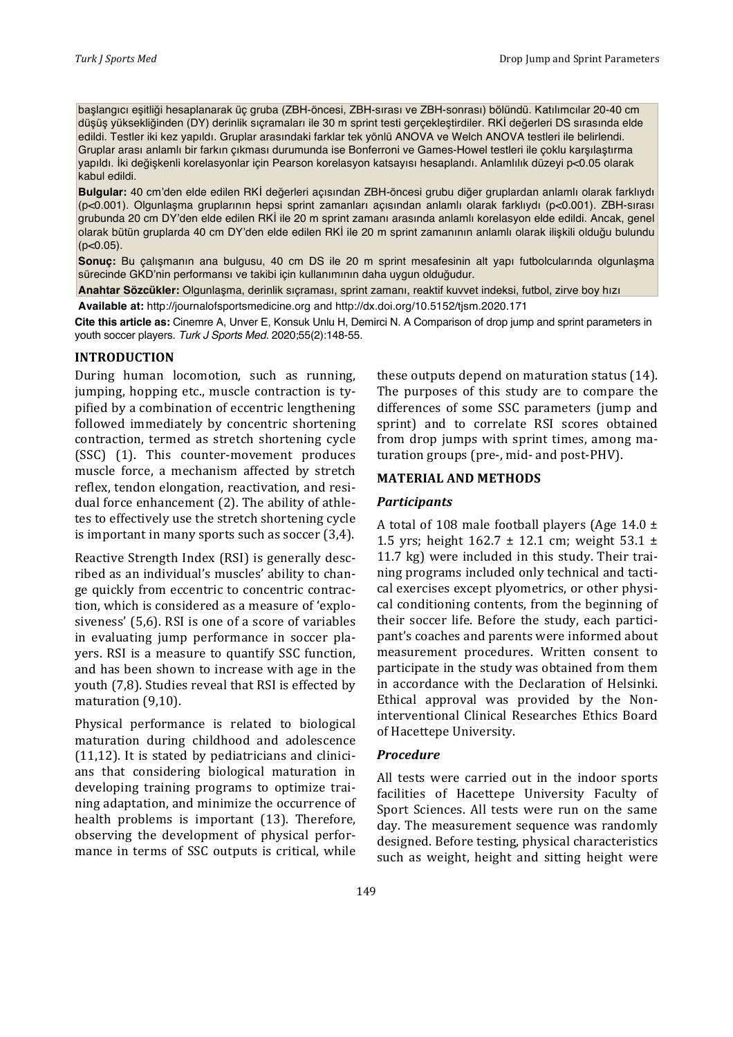başlangıcı eşitliği hesaplanarak üç gruba (ZBH-öncesi, ZBH-sırası ve ZBH-sonrası) bölündü. Katılımcılar 20-40 cm düşüş yüksekliğinden (DY) derinlik sıçramaları ile 30 m sprint testi gerçekleştirdiler. RKİ değerleri DS sırasında elde edildi. Testler iki kez yapıldı. Gruplar arasındaki farklar tek yönlü ANOVA ve Welch ANOVA testleri ile belirlendi. Gruplar arası anlamlı bir farkın çıkması durumunda ise Bonferroni ve Games-Howel testleri ile çoklu karşılaştırma yapıldı. İki değişkenli korelasyonlar için Pearson korelasyon katsayısı hesaplandı. Anlamlılık düzeyi $p<0.05$ olarak kabul edildi.

**Bulgular:** 40 cm'den elde edilen RKİ değerleri açısından ZBH-öncesi grubu diğer gruplardan anlamlı olarak farklıydı ($p<0.001$). Olgunlaşma gruplarının hepsi sprint zamanları açısından anlamlı olarak farklıydı ($p<0.001$). ZBH-sırası grubunda 20 cm DY'den elde edilen RKİ ile 20 m sprint zamanı arasında anlamlı korelasyon elde edildi. Ancak, genel olarak bütün gruplarda 40 cm DY'den elde edilen RKİ ile 20 m sprint zamanının anlamlı olarak ilişkili olduğu bulundu ($p<0.05$).

**Sonuç:** Bu çalışmanın ana bulgusu, 40 cm DS ile 20 m sprint mesafesinin alt yapı futbolcularında olgunlaşma sürecinde GKD'nin performansı ve takibi için kullanımının daha uygun olduğudur.

**Anahtar Sözcükler:** Olgunlaşma, derinlik sıçraması, sprint zamanı, reaktif kuvvet indeksi, futbol, zirve boy hızı

**Available at:** http://journalofsportsmedicine.org and http://dx.doi.org/10.5152/tjsm.2020.171

**Cite this article as:** Cinemre A, Unver E, Konsuk Unlu H, Demirci N. A Comparison of drop jump and sprint parameters in youth soccer players. *Turk J Sports Med*. 2020;55(2):148-55.

## INTRODUCTION

During human locomotion, such as running, jumping, hopping etc., muscle contraction is typified by a combination of eccentric lengthening followed immediately by concentric shortening contraction, termed as stretch shortening cycle (SSC) (1). This counter-movement produces muscle force, a mechanism affected by stretch reflex, tendon elongation, reactivation, and residual force enhancement (2). The ability of athletes to effectively use the stretch shortening cycle is important in many sports such as soccer (3,4).

Reactive Strength Index (RSI) is generally described as an individual's muscles' ability to change quickly from eccentric to concentric contraction, which is considered as a measure of 'explosiveness' (5,6). RSI is one of a score of variables in evaluating jump performance in soccer players. RSI is a measure to quantify SSC function, and has been shown to increase with age in the youth (7,8). Studies reveal that RSI is effected by maturation (9,10).

Physical performance is related to biological maturation during childhood and adolescence (11,12). It is stated by pediatricians and clinicians that considering biological maturation in developing training programs to optimize training adaptation, and minimize the occurrence of health problems is important (13). Therefore, observing the development of physical performance in terms of SSC outputs is critical, while these outputs depend on maturation status (14). The purposes of this study are to compare the differences of some SSC parameters (jump and sprint) and to correlate RSI scores obtained from drop jumps with sprint times, among maturation groups (pre-, mid- and post-PHV).

## MATERIAL AND METHODS

### *Participants*

A total of 108 male football players (Age 14.0 ± 1.5 yrs; height 162.7 ± 12.1 cm; weight 53.1 ± 11.7 kg) were included in this study. Their training programs included only technical and tactical exercises except plyometrics, or other physical conditioning contents, from the beginning of their soccer life. Before the study, each participant's coaches and parents were informed about measurement procedures. Written consent to participate in the study was obtained from them in accordance with the Declaration of Helsinki. Ethical approval was provided by the Non-interventional Clinical Researches Ethics Board of Hacettepe University.

### *Procedure*

All tests were carried out in the indoor sports facilities of Hacettepe University Faculty of Sport Sciences. All tests were run on the same day. The measurement sequence was randomly designed. Before testing, physical characteristics such as weight, height and sitting height were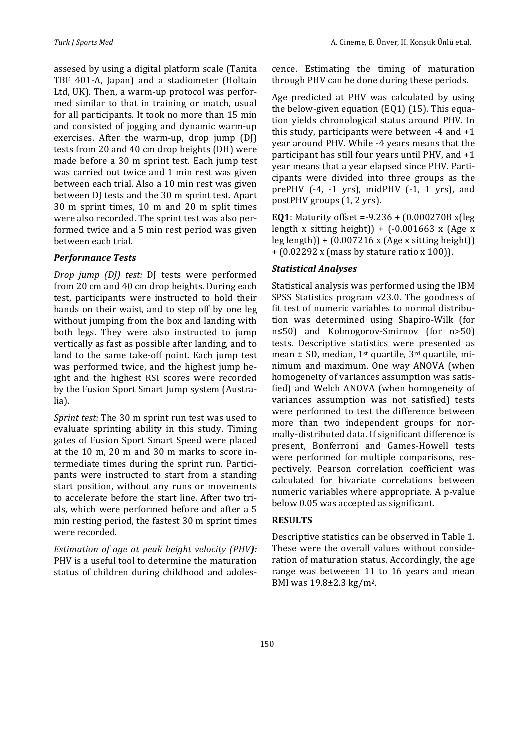assesed by using a digital platform scale (Tanita TBF 401-A, Japan) and a stadiometer (Holtain Ltd, UK). Then, a warm-up protocol was performed similar to that in training or match, usual for all participants. It took no more than 15 min and consisted of jogging and dynamic warm-up exercises. After the warm-up, drop jump (DJ) tests from 20 and 40 cm drop heights (DH) were made before a 30 m sprint test. Each jump test was carried out twice and 1 min rest was given between each trial. Also a 10 min rest was given between DJ tests and the 30 m sprint test. Apart 30 m sprint times, 10 m and 20 m split times were also recorded. The sprint test was also performed twice and a 5 min rest period was given between each trial.

### *Performance Tests*

*Drop jump (DJ) test:* DJ tests were performed from 20 cm and 40 cm drop heights. During each test, participants were instructed to hold their hands on their waist, and to step off by one leg without jumping from the box and landing with both legs. They were also instructed to jump vertically as fast as possible after landing, and to land to the same take-off point. Each jump test was performed twice, and the highest jump height and the highest RSI scores were recorded by the Fusion Sport Smart Jump system (Australia).

*Sprint test:* The 30 m sprint run test was used to evaluate sprinting ability in this study. Timing gates of Fusion Sport Smart Speed were placed at the 10 m, 20 m and 30 m marks to score intermediate times during the sprint run. Participants were instructed to start from a standing start position, without any runs or movements to accelerate before the start line. After two trials, which were performed before and after a 5 min resting period, the fastest 30 m sprint times were recorded.

*Estimation of age at peak height velocity (PHV)****):*** PHV is a useful tool to determine the maturation status of children during childhood and adolescence. Estimating the timing of maturation through PHV can be done during these periods.

Age predicted at PHV was calculated by using the below-given equation (EQ1) (15). This equation yields chronological status around PHV. In this study, participants were between -4 and +1 year around PHV. While -4 years means that the participant has still four years until PHV, and +1 year means that a year elapsed since PHV. Participants were divided into three groups as the prePHV (-4, -1 yrs), midPHV (-1, 1 yrs), and postPHV groups (1, 2 yrs).

**EQ1**: Maturity offset =-9.236 + (0.0002708 x(leg length x sitting height)) + (-0.001663 x (Age x leg length)) + (0.007216 x (Age x sitting height)) + (0.02292 x (mass by stature ratio x 100)).

### *Statistical Analyses*

Statistical analysis was performed using the IBM SPSS Statistics program v23.0. The goodness of fit test of numeric variables to normal distribution was determined using Shapiro-Wilk (for n≤50) and Kolmogorov-Smirnov (for n>50) tests. Descriptive statistics were presented as mean ± SD, median, 1st quartile, 3rd quartile, minimum and maximum. One way ANOVA (when homogeneity of variances assumption was satisfied) and Welch ANOVA (when homogeneity of variances assumption was not satisfied) tests were performed to test the difference between more than two independent groups for normally-distributed data. If significant difference is present, Bonferroni and Games-Howell tests were performed for multiple comparisons, respectively. Pearson correlation coefficient was calculated for bivariate correlations between numeric variables where appropriate. A p-value below 0.05 was accepted as significant.

## RESULTS

Descriptive statistics can be observed in Table 1. These were the overall values without consideration of maturation status. Accordingly, the age range was betweeen 11 to 16 years and mean BMI was 19.8±2.3 kg/m$^2$.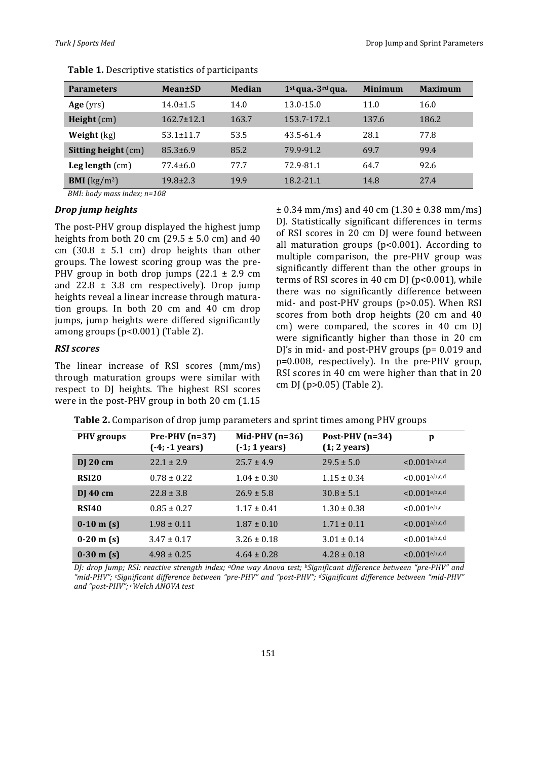**Table 1.** Descriptive statistics of participants

| Parameters | Mean±SD | Median | 1st qua.-3rd qua. | Minimum | Maximum |
|---|---|---|---|---|---|
| **Age** (yrs) | 14.0±1.5 | 14.0 | 13.0-15.0 | 11.0 | 16.0 |
| **Height** (cm) | 162.7±12.1 | 163.7 | 153.7-172.1 | 137.6 | 186.2 |
| **Weight** (kg) | 53.1±11.7 | 53.5 | 43.5-61.4 | 28.1 | 77.8 |
| **Sitting height** (cm) | 85.3±6.9 | 85.2 | 79.9-91.2 | 69.7 | 99.4 |
| **Leg length** (cm) | 77.4±6.0 | 77.7 | 72.9-81.1 | 64.7 | 92.6 |
| **BMI** (kg/m$^2$) | 19.8±2.3 | 19.9 | 18.2-21.1 | 14.8 | 27.4 |

*BMI: body mass index; n=108*

### *Drop jump heights*

The post-PHV group displayed the highest jump heights from both 20 cm (29.5 ± 5.0 cm) and 40 cm (30.8 ± 5.1 cm) drop heights than other groups. The lowest scoring group was the pre-PHV group in both drop jumps (22.1 ± 2.9 cm and 22.8 ± 3.8 cm respectively). Drop jump heights reveal a linear increase through maturation groups. In both 20 cm and 40 cm drop jumps, jump heights were differed significantly among groups ($p<0.001$) (Table 2).

### *RSI scores*

The linear increase of RSI scores (mm/ms) through maturation groups were similar with respect to DJ heights. The highest RSI scores were in the post-PHV group in both 20 cm (1.15 ± 0.34 mm/ms) and 40 cm (1.30 ± 0.38 mm/ms) DJ. Statistically significant differences in terms of RSI scores in 20 cm DJ were found between all maturation groups ($p<0.001$). According to multiple comparison, the pre-PHV group was significantly different than the other groups in terms of RSI scores in 40 cm DJ ($p<0.001$), while there was no significantly difference between mid- and post-PHV groups ($p>0.05$). When RSI scores from both drop heights (20 cm and 40 cm) were compared, the scores in 40 cm DJ were significantly higher than those in 20 cm DJ's in mid- and post-PHV groups ($p= 0.019$ and $p=0.008$, respectively). In the pre-PHV group, RSI scores in 40 cm were higher than that in 20 cm DJ ($p>0.05$) (Table 2).

**Table 2.** Comparison of drop jump parameters and sprint times among PHV groups

| PHV groups | Pre-PHV (n=37) (-4; -1 years) | Mid-PHV (n=36) (-1; 1 years) | Post-PHV (n=34) (1; 2 years) | p |
|---|---|---|---|---|
| **DJ 20 cm** | 22.1 ± 2.9 | 25.7 ± 4.9 | 29.5 ± 5.0 | <0.001[a,b,c,d] |
| **RSI20** | 0.78 ± 0.22 | 1.04 ± 0.30 | 1.15 ± 0.34 | <0.001[a,b,c,d] |
| **DJ 40 cm** | 22.8 ± 3.8 | 26.9 ± 5.8 | 30.8 ± 5.1 | <0.001[e,b,c,d] |
| **RSI40** | 0.85 ± 0.27 | 1.17 ± 0.41 | 1.30 ± 0.38 | <0.001[e,b,c] |
| **0-10 m (s)** | 1.98 ± 0.11 | 1.87 ± 0.10 | 1.71 ± 0.11 | <0.001[a,b,c,d] |
| **0-20 m (s)** | 3.47 ± 0.17 | 3.26 ± 0.18 | 3.01 ± 0.14 | <0.001[a,b,c,d] |
| **0-30 m (s)** | 4.98 ± 0.25 | 4.64 ± 0.28 | 4.28 ± 0.18 | <0.001[e,b,c,d] |

*DJ: drop Jump; RSI: reactive strength index; [a]One way Anova test; [b]Significant difference between "pre-PHV" and "mid-PHV"; [c]Significant difference between "pre-PHV" and "post-PHV"; [d]Significant difference between "mid-PHV" and "post-PHV"; [e]Welch ANOVA test*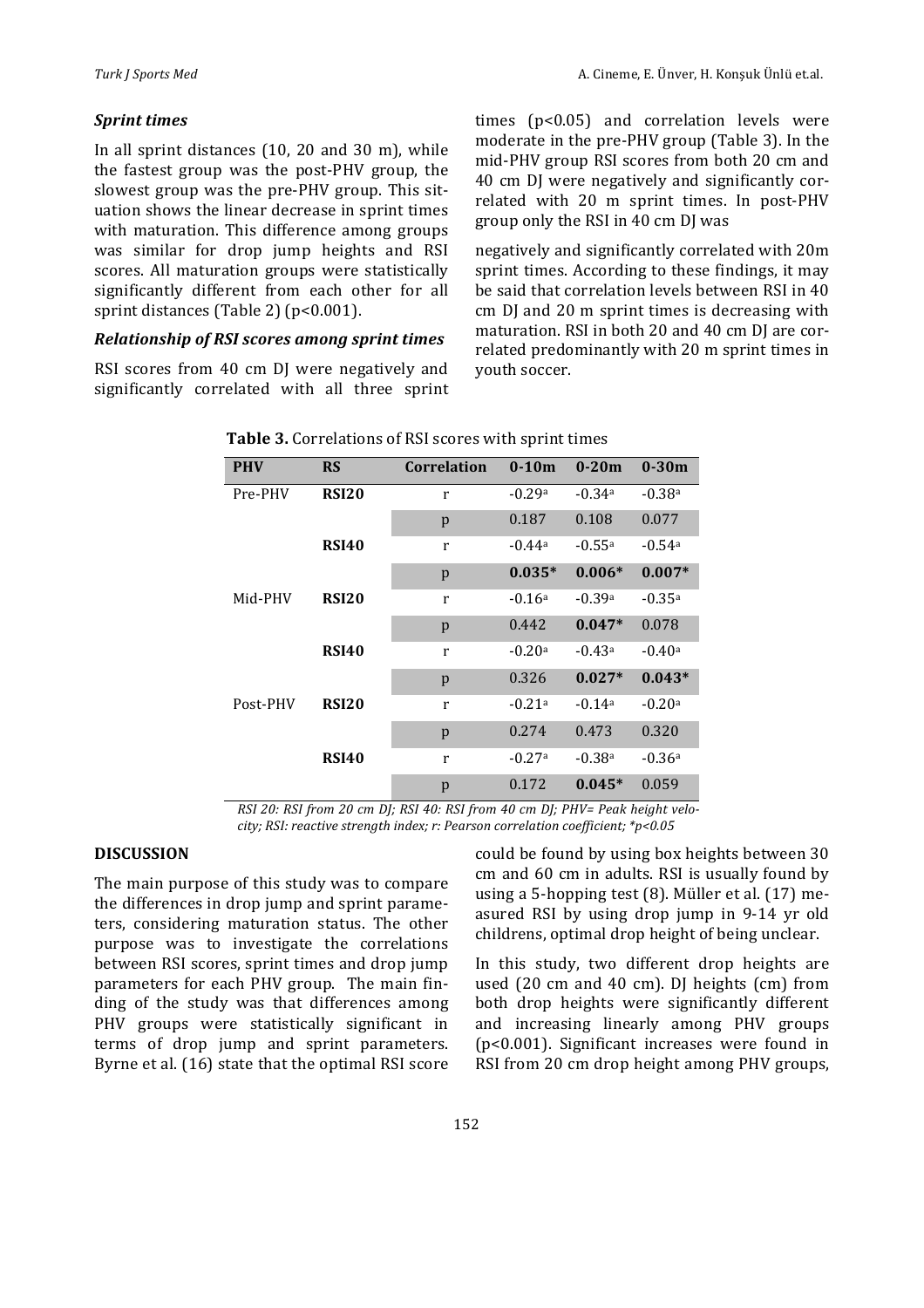### *Sprint times*

In all sprint distances (10, 20 and 30 m), while the fastest group was the post-PHV group, the slowest group was the pre-PHV group. This situation shows the linear decrease in sprint times with maturation. This difference among groups was similar for drop jump heights and RSI scores. All maturation groups were statistically significantly different from each other for all sprint distances (Table 2) ($p<0.001$).

### *Relationship of RSI scores among sprint times*

RSI scores from 40 cm DJ were negatively and significantly correlated with all three sprint times ($p<0.05$) and correlation levels were moderate in the pre-PHV group (Table 3). In the mid-PHV group RSI scores from both 20 cm and 40 cm DJ were negatively and significantly correlated with 20 m sprint times. In post-PHV group only the RSI in 40 cm DJ was negatively and significantly correlated with 20m sprint times. According to these findings, it may be said that correlation levels between RSI in 40 cm DJ and 20 m sprint times is decreasing with maturation. RSI in both 20 and 40 cm DJ are correlated predominantly with 20 m sprint times in youth soccer.

**Table 3.** Correlations of RSI scores with sprint times

| PHV | RS | Correlation | 0-10m | 0-20m | 0-30m |
|---|---|---|---|---|---|
| Pre-PHV | **RSI20** | r | -0.29[a] | -0.34[a] | -0.38[a] |
| | | p | 0.187 | 0.108 | 0.077 |
| | **RSI40** | r | -0.44[a] | -0.55[a] | -0.54[a] |
| | | p | **0.035*** | **0.006*** | **0.007*** |
| Mid-PHV | **RSI20** | r | -0.16[a] | -0.39[a] | -0.35[a] |
| | | p | 0.442 | **0.047*** | 0.078 |
| | **RSI40** | r | -0.20[a] | -0.43[a] | -0.40[a] |
| | | p | 0.326 | **0.027*** | **0.043*** |
| Post-PHV | **RSI20** | r | -0.21[a] | -0.14[a] | -0.20[a] |
| | | p | 0.274 | 0.473 | 0.320 |
| | **RSI40** | r | -0.27[a] | -0.38[a] | -0.36[a] |
| | | p | 0.172 | **0.045*** | 0.059 |

*RSI 20: RSI from 20 cm DJ; RSI 40: RSI from 40 cm DJ; PHV= Peak height velocity; RSI: reactive strength index; r: Pearson correlation coefficient; *p<0.05*

## DISCUSSION

The main purpose of this study was to compare the differences in drop jump and sprint parameters, considering maturation status. The other purpose was to investigate the correlations between RSI scores, sprint times and drop jump parameters for each PHV group. The main finding of the study was that differences among PHV groups were statistically significant in terms of drop jump and sprint parameters. Byrne et al. (16) state that the optimal RSI score could be found by using box heights between 30 cm and 60 cm in adults. RSI is usually found by using a 5-hopping test (8). Müller et al. (17) measured RSI by using drop jump in 9-14 yr old childrens, optimal drop height of being unclear.

In this study, two different drop heights are used (20 cm and 40 cm). DJ heights (cm) from both drop heights were significantly different and increasing linearly among PHV groups ($p<0.001$). Significant increases were found in RSI from 20 cm drop height among PHV groups,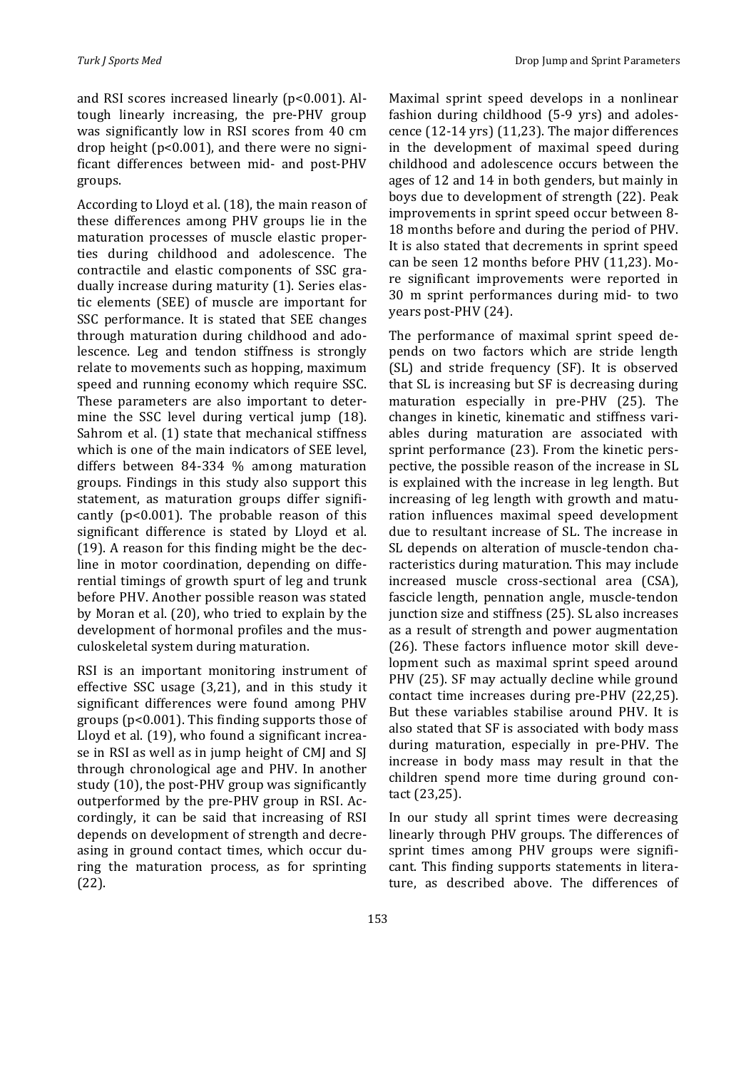and RSI scores increased linearly ($p<0.001$). Altough linearly increasing, the pre-PHV group was significantly low in RSI scores from 40 cm drop height ($p<0.001$), and there were no significant differences between mid- and post-PHV groups.

According to Lloyd et al. (18), the main reason of these differences among PHV groups lie in the maturation processes of muscle elastic properties during childhood and adolescence. The contractile and elastic components of SSC gradually increase during maturity (1). Series elastic elements (SEE) of muscle are important for SSC performance. It is stated that SEE changes through maturation during childhood and adolescence. Leg and tendon stiffness is strongly relate to movements such as hopping, maximum speed and running economy which require SSC. These parameters are also important to determine the SSC level during vertical jump (18). Sahrom et al. (1) state that mechanical stiffness which is one of the main indicators of SEE level, differs between 84-334 % among maturation groups. Findings in this study also support this statement, as maturation groups differ significantly ($p<0.001$). The probable reason of this significant difference is stated by Lloyd et al. (19). A reason for this finding might be the decline in motor coordination, depending on differential timings of growth spurt of leg and trunk before PHV. Another possible reason was stated by Moran et al. (20), who tried to explain by the development of hormonal profiles and the musculoskeletal system during maturation.

RSI is an important monitoring instrument of effective SSC usage (3,21), and in this study it significant differences were found among PHV groups ($p<0.001$). This finding supports those of Lloyd et al. (19), who found a significant increase in RSI as well as in jump height of CMJ and SJ through chronological age and PHV. In another study (10), the post-PHV group was significantly outperformed by the pre-PHV group in RSI. Accordingly, it can be said that increasing of RSI depends on development of strength and decreasing in ground contact times, which occur during the maturation process, as for sprinting (22).

Maximal sprint speed develops in a nonlinear fashion during childhood (5-9 yrs) and adolescence (12-14 yrs) (11,23). The major differences in the development of maximal speed during childhood and adolescence occurs between the ages of 12 and 14 in both genders, but mainly in boys due to development of strength (22). Peak improvements in sprint speed occur between 8-18 months before and during the period of PHV. It is also stated that decrements in sprint speed can be seen 12 months before PHV (11,23). More significant improvements were reported in 30 m sprint performances during mid- to two years post-PHV (24).

The performance of maximal sprint speed depends on two factors which are stride length (SL) and stride frequency (SF). It is observed that SL is increasing but SF is decreasing during maturation especially in pre-PHV (25). The changes in kinetic, kinematic and stiffness variables during maturation are associated with sprint performance (23). From the kinetic perspective, the possible reason of the increase in SL is explained with the increase in leg length. But increasing of leg length with growth and maturation influences maximal speed development due to resultant increase of SL. The increase in SL depends on alteration of muscle-tendon characteristics during maturation. This may include increased muscle cross-sectional area (CSA), fascicle length, pennation angle, muscle-tendon junction size and stiffness (25). SL also increases as a result of strength and power augmentation (26). These factors influence motor skill development such as maximal sprint speed around PHV (25). SF may actually decline while ground contact time increases during pre-PHV (22,25). But these variables stabilise around PHV. It is also stated that SF is associated with body mass during maturation, especially in pre-PHV. The increase in body mass may result in that the children spend more time during ground contact (23,25).

In our study all sprint times were decreasing linearly through PHV groups. The differences of sprint times among PHV groups were significant. This finding supports statements in literature, as described above. The differences of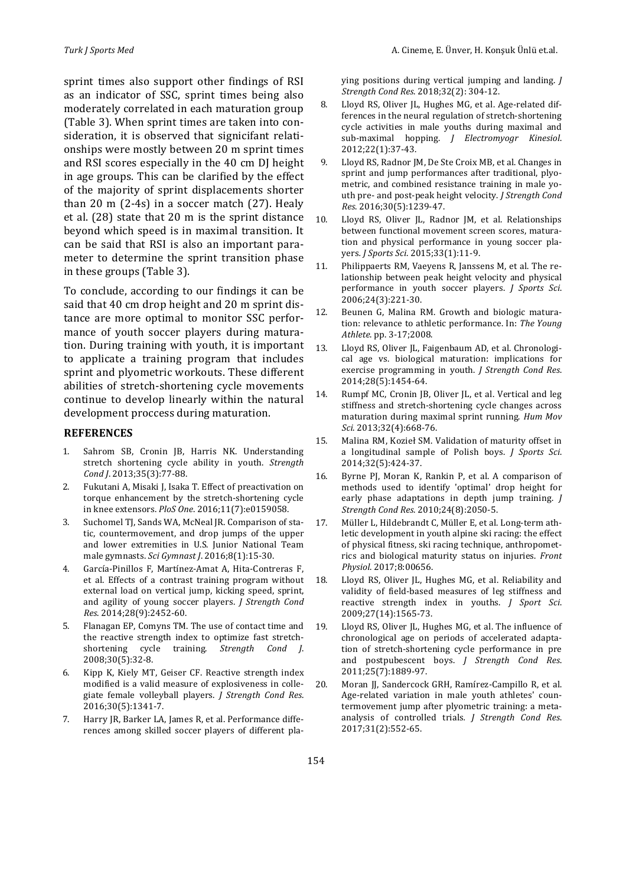sprint times also support other findings of RSI as an indicator of SSC, sprint times being also moderately correlated in each maturation group (Table 3). When sprint times are taken into consideration, it is observed that signicifant relationships were mostly between 20 m sprint times and RSI scores especially in the 40 cm DJ height in age groups. This can be clarified by the effect of the majority of sprint displacements shorter than 20 m (2-4s) in a soccer match (27). Healy et al. (28) state that 20 m is the sprint distance beyond which speed is in maximal transition. It can be said that RSI is also an important parameter to determine the sprint transition phase in these groups (Table 3).

To conclude, according to our findings it can be said that 40 cm drop height and 20 m sprint distance are more optimal to monitor SSC performance of youth soccer players during maturation. During training with youth, it is important to applicate a training program that includes sprint and plyometric workouts. These different abilities of stretch-shortening cycle movements continue to develop linearly within the natural development proccess during maturation.

## REFERENCES

1. Sahrom SB, Cronin JB, Harris NK. Understanding stretch shortening cycle ability in youth. *Strength Cond J*. 2013;35(3):77-88.
2. Fukutani A, Misaki J, Isaka T. Effect of preactivation on torque enhancement by the stretch-shortening cycle in knee extensors. *PloS One*. 2016;11(7):e0159058.
3. Suchomel TJ, Sands WA, McNeal JR. Comparison of static, countermovement, and drop jumps of the upper and lower extremities in U.S. Junior National Team male gymnasts. *Sci Gymnast J*. 2016;8(1):15-30.
4. García-Pinillos F, Martínez-Amat A, Hita-Contreras F, et al. Effects of a contrast training program without external load on vertical jump, kicking speed, sprint, and agility of young soccer players. *J Strength Cond Res*. 2014;28(9):2452-60.
5. Flanagan EP, Comyns TM. The use of contact time and the reactive strength index to optimize fast stretch-shortening cycle training. *Strength Cond J*. 2008;30(5):32-8.
6. Kipp K, Kiely MT, Geiser CF. Reactive strength index modified is a valid measure of explosiveness in collegiate female volleyball players. *J Strength Cond Res*. 2016;30(5):1341-7.
7. Harry JR, Barker LA, James R, et al. Performance differences among skilled soccer players of different playing positions during vertical jumping and landing. *J Strength Cond Res*. 2018;32(2): 304-12.
8. Lloyd RS, Oliver JL, Hughes MG, et al. Age-related differences in the neural regulation of stretch-shortening cycle activities in male youths during maximal and sub-maximal hopping. *J Electromyogr Kinesiol*. 2012;22(1):37-43.
9. Lloyd RS, Radnor JM, De Ste Croix MB, et al. Changes in sprint and jump performances after traditional, plyometric, and combined resistance training in male youth pre- and post-peak height velocity. *J Strength Cond Res*. 2016;30(5):1239-47.
10. Lloyd RS, Oliver JL, Radnor JM, et al. Relationships between functional movement screen scores, maturation and physical performance in young soccer players. *J Sports Sci*. 2015;33(1):11-9.
11. Philippaerts RM, Vaeyens R, Janssens M, et al. The relationship between peak height velocity and physical performance in youth soccer players. *J Sports Sci*. 2006;24(3):221-30.
12. Beunen G, Malina RM. Growth and biologic maturation: relevance to athletic performance. In: *The Young Athlete*. pp. 3-17;2008.
13. Lloyd RS, Oliver JL, Faigenbaum AD, et al. Chronological age vs. biological maturation: implications for exercise programming in youth. *J Strength Cond Res*. 2014;28(5):1454-64.
14. Rumpf MC, Cronin JB, Oliver JL, et al. Vertical and leg stiffness and stretch-shortening cycle changes across maturation during maximal sprint running. *Hum Mov Sci*. 2013;32(4):668-76.
15. Malina RM, Kozieł SM. Validation of maturity offset in a longitudinal sample of Polish boys. *J Sports Sci*. 2014;32(5):424-37.
16. Byrne PJ, Moran K, Rankin P, et al. A comparison of methods used to identify 'optimal' drop height for early phase adaptations in depth jump training. *J Strength Cond Res*. 2010;24(8):2050-5.
17. Müller L, Hildebrandt C, Müller E, et al. Long-term athletic development in youth alpine ski racing: the effect of physical fitness, ski racing technique, anthropometrics and biological maturity status on injuries. *Front Physiol*. 2017;8:00656.
18. Lloyd RS, Oliver JL, Hughes MG, et al. Reliability and validity of field-based measures of leg stiffness and reactive strength index in youths. *J Sport Sci*. 2009;27(14):1565-73.
19. Lloyd RS, Oliver JL, Hughes MG, et al. The influence of chronological age on periods of accelerated adaptation of stretch-shortening cycle performance in pre and postpubescent boys. *J Strength Cond Res*. 2011;25(7):1889-97.
20. Moran JJ, Sandercock GRH, Ramírez-Campillo R, et al. Age-related variation in male youth athletes' countermovement jump after plyometric training: a meta-analysis of controlled trials. *J Strength Cond Res*. 2017;31(2):552-65.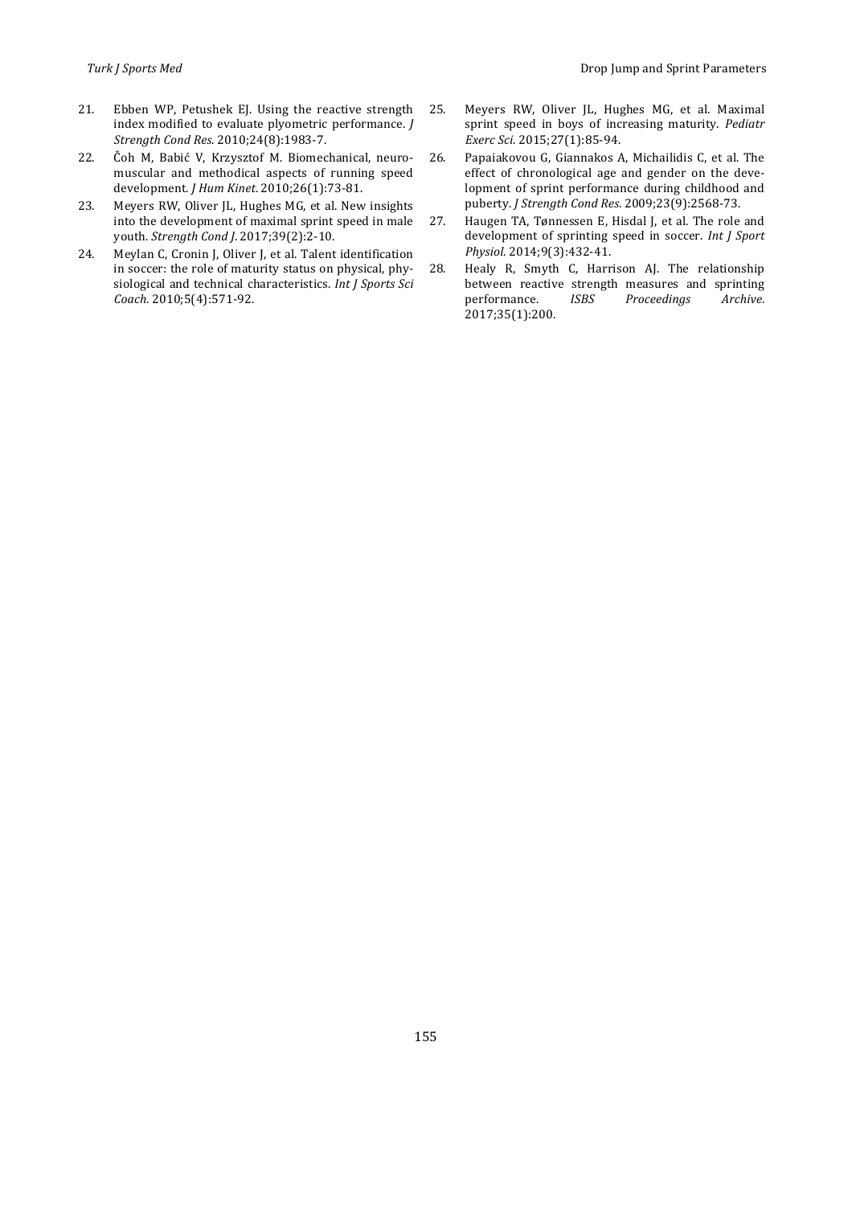21. Ebben WP, Petushek EJ. Using the reactive strength index modified to evaluate plyometric performance. *J Strength Cond Res*. 2010;24(8):1983-7.
22. Čoh M, Babić V, Krzysztof M. Biomechanical, neuromuscular and methodical aspects of running speed development. *J Hum Kinet*. 2010;26(1):73-81.
23. Meyers RW, Oliver JL, Hughes MG, et al. New insights into the development of maximal sprint speed in male youth. *Strength Cond J*. 2017;39(2):2-10.
24. Meylan C, Cronin J, Oliver J, et al. Talent identification in soccer: the role of maturity status on physical, physiological and technical characteristics. *Int J Sports Sci Coach*. 2010;5(4):571-92.
25. Meyers RW, Oliver JL, Hughes MG, et al. Maximal sprint speed in boys of increasing maturity. *Pediatr Exerc Sci*. 2015;27(1):85-94.
26. Papaiakovou G, Giannakos A, Michailidis C, et al. The effect of chronological age and gender on the development of sprint performance during childhood and puberty. *J Strength Cond Res*. 2009;23(9):2568-73.
27. Haugen TA, Tønnessen E, Hisdal J, et al. The role and development of sprinting speed in soccer. *Int J Sport Physiol*. 2014;9(3):432-41.
28. Healy R, Smyth C, Harrison AJ. The relationship between reactive strength measures and sprinting performance. *ISBS Proceedings Archive*. 2017;35(1):200.